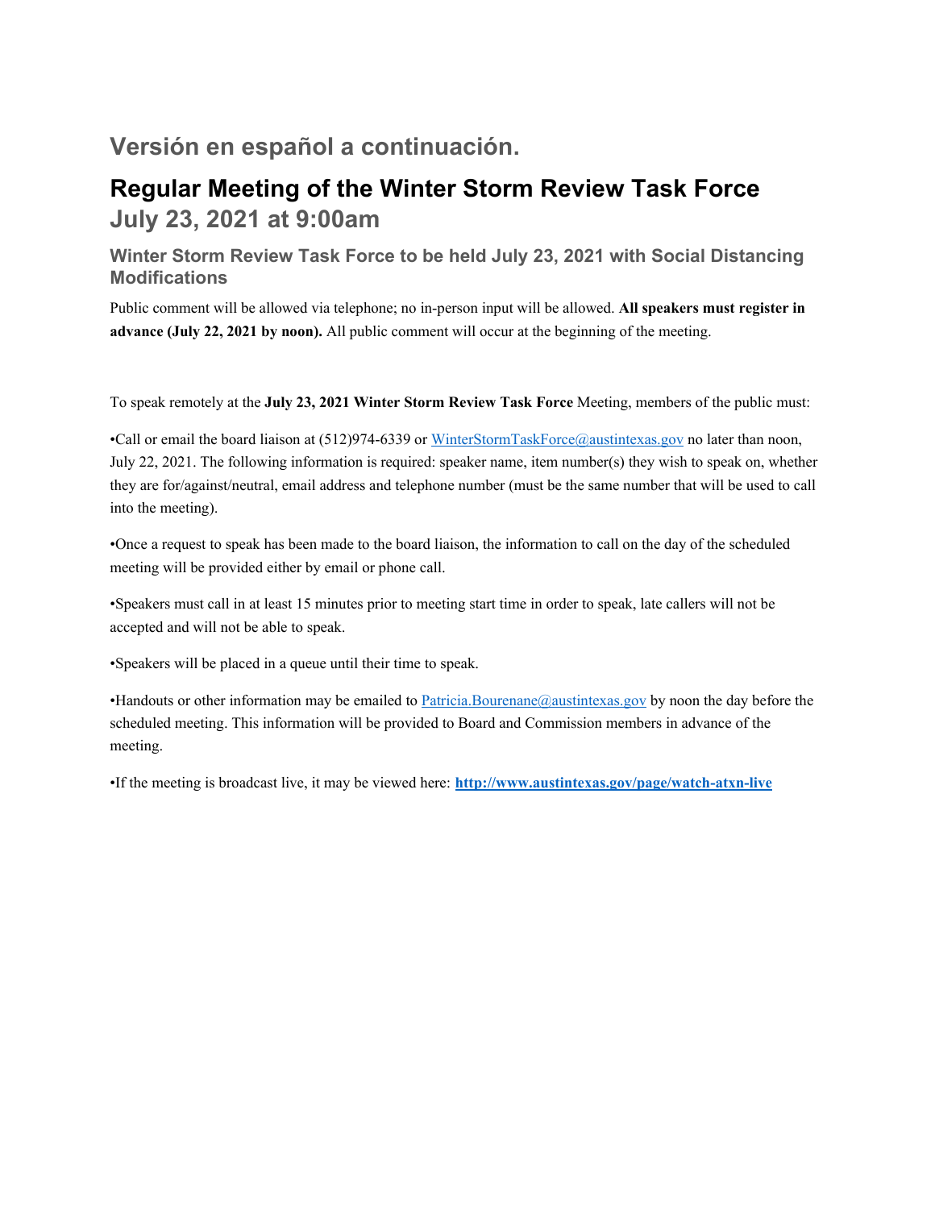## Versión en español a continuación.

# Regular Meeting of the Winter Storm Review Task Force

## July 23, 2021 at 9:00am

### Winter Storm Review Task Force to be held July 23, 2021 with Social Distancing Modifications

Public comment will be allowed via telephone; no in-person input will be allowed. **All speakers must register in advance (July 22, 2021 by noon).** All public comment will occur at the beginning of the meeting.

To speak remotely at the **July 23, 2021 Winter Storm Review Task Force** Meeting, members of the public must:

•Call or email the board liaison at (512)974-6339 or WinterStormTaskForce@austintexas.gov no later than noon, July 22, 2021. The following information is required: speaker name, item number(s) they wish to speak on, whether they are for/against/neutral, email address and telephone number (must be the same number that will be used to call into the meeting).

•Once a request to speak has been made to the board liaison, the information to call on the day of the scheduled meeting will be provided either by email or phone call.

•Speakers must call in at least 15 minutes prior to meeting start time in order to speak, late callers will not be accepted and will not be able to speak.

•Speakers will be placed in a queue until their time to speak.

•Handouts or other information may be emailed to Patricia.Bourenane@austintexas.gov by noon the day before the scheduled meeting. This information will be provided to Board and Commission members in advance of the meeting.

•If the meeting is broadcast live, it may be viewed here: **http://www.austintexas.gov/page/watch-atxn-live**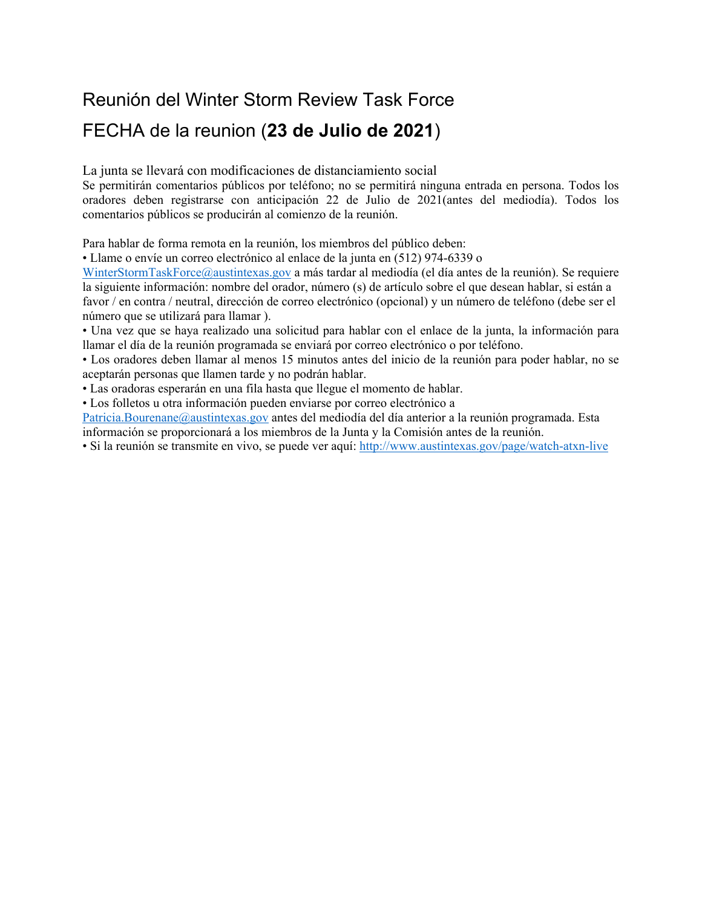# Reunión del Winter Storm Review Task Force

## FECHA de la reunion (**23 de Julio de 2021**)

La junta se llevará con modificaciones de distanciamiento social

Se permitirán comentarios públicos por teléfono; no se permitirá ninguna entrada en persona. Todos los oradores deben registrarse con anticipación 22 de Julio de 2021(antes del mediodía). Todos los comentarios públicos se producirán al comienzo de la reunión.

Para hablar de forma remota en la reunión, los miembros del público deben:

- Llame o envíe un correo electrónico al enlace de la junta en (512) 974-6339 o WinterStormTaskForce@austintexas.gov a más tardar al mediodía (el día antes de la reunión). Se requiere la siguiente información: nombre del orador, número (s) de artículo sobre el que desean hablar, si están a favor / en contra / neutral, dirección de correo electrónico (opcional) y un número de teléfono (debe ser el número que se utilizará para llamar ).
- Una vez que se haya realizado una solicitud para hablar con el enlace de la junta, la información para llamar el día de la reunión programada se enviará por correo electrónico o por teléfono.
- Los oradores deben llamar al menos 15 minutos antes del inicio de la reunión para poder hablar, no se aceptarán personas que llamen tarde y no podrán hablar.
- Las oradoras esperarán en una fila hasta que llegue el momento de hablar.
- Los folletos u otra información pueden enviarse por correo electrónico a Patricia.Bourenane@austintexas.gov antes del mediodía del día anterior a la reunión programada. Esta información se proporcionará a los miembros de la Junta y la Comisión antes de la reunión.
- Si la reunión se transmite en vivo, se puede ver aquí: http://www.austintexas.gov/page/watch-atxn-live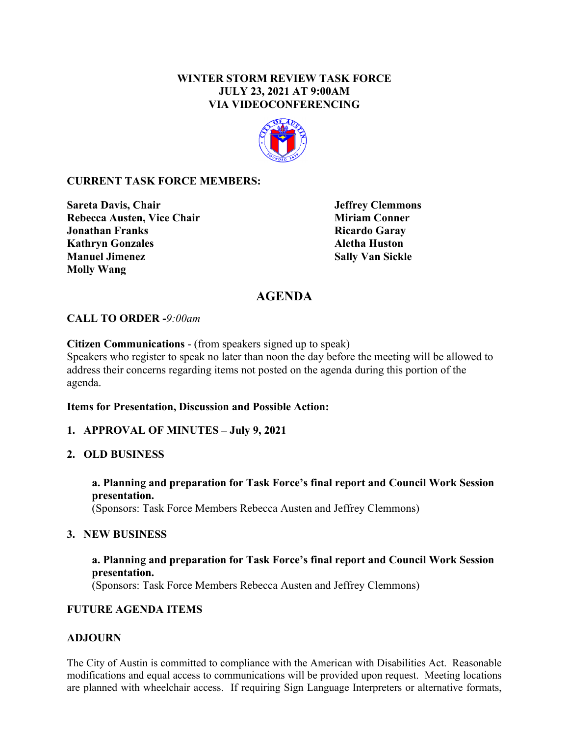**WINTER STORM REVIEW TASK FORCE**
**JULY 23, 2021 AT 9:00AM**
**VIA VIDEOCONFERENCING**

**CURRENT TASK FORCE MEMBERS:**

**Sareta Davis, Chair**
**Rebecca Austen, Vice Chair**
**Jonathan Franks**
**Kathryn Gonzales**
**Manuel Jimenez**
**Molly Wang**
**Jeffrey Clemmons**
**Miriam Conner**
**Ricardo Garay**
**Aletha Huston**
**Sally Van Sickle**

# AGENDA

**CALL TO ORDER -***9:00am*

**Citizen Communications** - (from speakers signed up to speak)
Speakers who register to speak no later than noon the day before the meeting will be allowed to address their concerns regarding items not posted on the agenda during this portion of the agenda.

**Items for Presentation, Discussion and Possible Action:**

1. **APPROVAL OF MINUTES – July 9, 2021**

2. **OLD BUSINESS**

   **a. Planning and preparation for Task Force's final report and Council Work Session presentation.**
   (Sponsors: Task Force Members Rebecca Austen and Jeffrey Clemmons)

3. **NEW BUSINESS**

   **a. Planning and preparation for Task Force's final report and Council Work Session presentation.**
   (Sponsors: Task Force Members Rebecca Austen and Jeffrey Clemmons)

**FUTURE AGENDA ITEMS**

**ADJOURN**

The City of Austin is committed to compliance with the American with Disabilities Act. Reasonable modifications and equal access to communications will be provided upon request. Meeting locations are planned with wheelchair access. If requiring Sign Language Interpreters or alternative formats,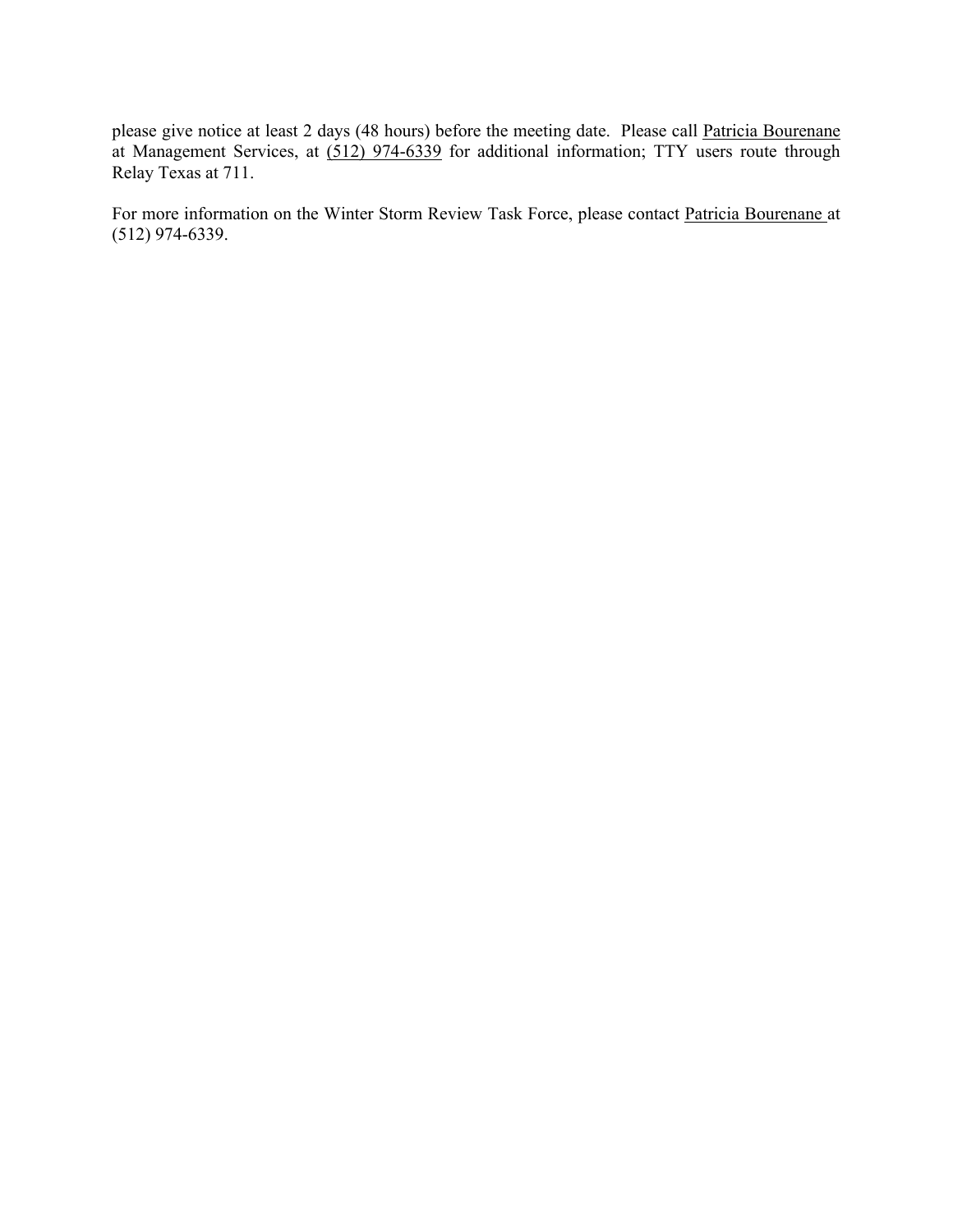please give notice at least 2 days (48 hours) before the meeting date. Please call Patricia Bourenane at Management Services, at (512) 974-6339 for additional information; TTY users route through Relay Texas at 711.

For more information on the Winter Storm Review Task Force, please contact Patricia Bourenane at (512) 974-6339.